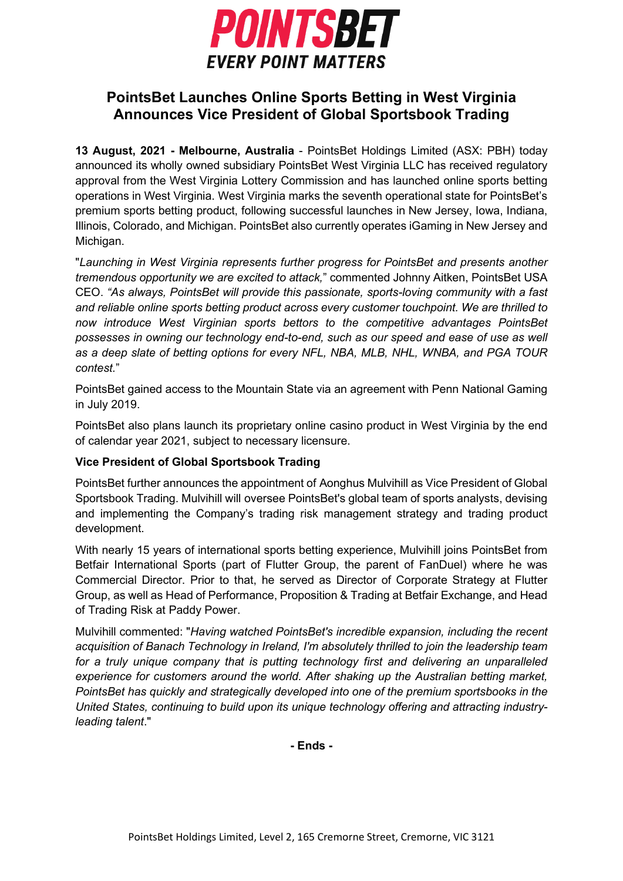# POINTSBET

**EVERY POINT MATTERS**

## PointsBet Launches Online Sports Betting in West Virginia Announces Vice President of Global Sportsbook Trading

**13 August, 2021 - Melbourne, Australia** - PointsBet Holdings Limited (ASX: PBH) today announced its wholly owned subsidiary PointsBet West Virginia LLC has received regulatory approval from the West Virginia Lottery Commission and has launched online sports betting operations in West Virginia. West Virginia marks the seventh operational state for PointsBet's premium sports betting product, following successful launches in New Jersey, Iowa, Indiana, Illinois, Colorado, and Michigan. PointsBet also currently operates iGaming in New Jersey and Michigan.

"*Launching in West Virginia represents further progress for PointsBet and presents another tremendous opportunity we are excited to attack,*" commented Johnny Aitken, PointsBet USA CEO. *"As always, PointsBet will provide this passionate, sports-loving community with a fast and reliable online sports betting product across every customer touchpoint. We are thrilled to now introduce West Virginian sports bettors to the competitive advantages PointsBet possesses in owning our technology end-to-end, such as our speed and ease of use as well as a deep slate of betting options for every NFL, NBA, MLB, NHL, WNBA, and PGA TOUR contest.*"

PointsBet gained access to the Mountain State via an agreement with Penn National Gaming in July 2019.

PointsBet also plans launch its proprietary online casino product in West Virginia by the end of calendar year 2021, subject to necessary licensure.

**Vice President of Global Sportsbook Trading**

PointsBet further announces the appointment of Aonghus Mulvihill as Vice President of Global Sportsbook Trading. Mulvihill will oversee PointsBet's global team of sports analysts, devising and implementing the Company's trading risk management strategy and trading product development.

With nearly 15 years of international sports betting experience, Mulvihill joins PointsBet from Betfair International Sports (part of Flutter Group, the parent of FanDuel) where he was Commercial Director. Prior to that, he served as Director of Corporate Strategy at Flutter Group, as well as Head of Performance, Proposition & Trading at Betfair Exchange, and Head of Trading Risk at Paddy Power.

Mulvihill commented: "*Having watched PointsBet's incredible expansion, including the recent acquisition of Banach Technology in Ireland, I'm absolutely thrilled to join the leadership team for a truly unique company that is putting technology first and delivering an unparalleled experience for customers around the world. After shaking up the Australian betting market, PointsBet has quickly and strategically developed into one of the premium sportsbooks in the United States, continuing to build upon its unique technology offering and attracting industry-leading talent*."

**- Ends -**

PointsBet Holdings Limited, Level 2, 165 Cremorne Street, Cremorne, VIC 3121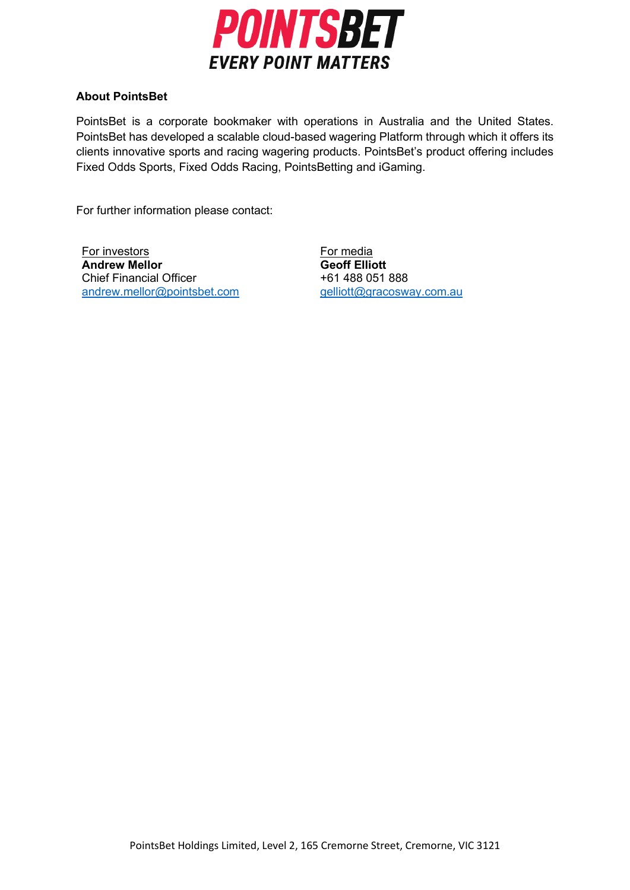POINTSBET
EVERY POINT MATTERS

**About PointsBet**

PointsBet is a corporate bookmaker with operations in Australia and the United States. PointsBet has developed a scalable cloud-based wagering Platform through which it offers its clients innovative sports and racing wagering products. PointsBet's product offering includes Fixed Odds Sports, Fixed Odds Racing, PointsBetting and iGaming.

For further information please contact:

For investors
**Andrew Mellor**
Chief Financial Officer
andrew.mellor@pointsbet.com

For media
**Geoff Elliott**
+61 488 051 888
gelliott@gracosway.com.au

PointsBet Holdings Limited, Level 2, 165 Cremorne Street, Cremorne, VIC 3121